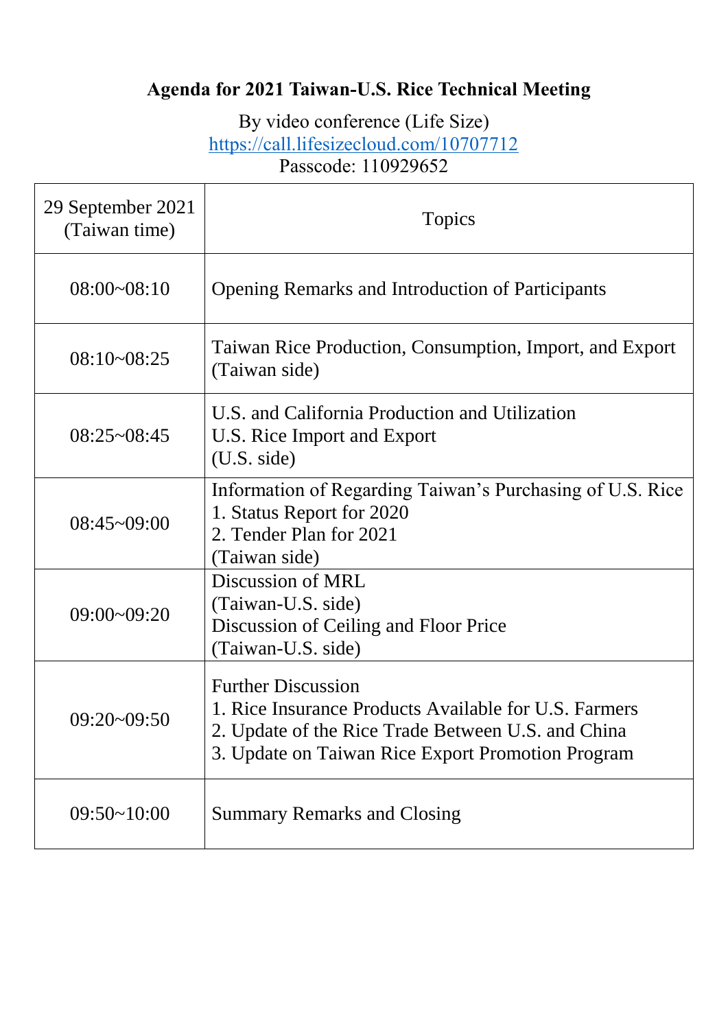# Agenda for 2021 Taiwan-U.S. Rice Technical Meeting

By video conference (Life Size)
https://call.lifesizecloud.com/10707712
Passcode: 110929652

| 29 September 2021 (Taiwan time) | Topics |
|---|---|
| 08:00~08:10 | Opening Remarks and Introduction of Participants |
| 08:10~08:25 | Taiwan Rice Production, Consumption, Import, and Export (Taiwan side) |
| 08:25~08:45 | U.S. and California Production and Utilization<br>U.S. Rice Import and Export<br>(U.S. side) |
| 08:45~09:00 | Information of Regarding Taiwan's Purchasing of U.S. Rice<br>1. Status Report for 2020<br>2. Tender Plan for 2021<br>(Taiwan side) |
| 09:00~09:20 | Discussion of MRL<br>(Taiwan-U.S. side)<br>Discussion of Ceiling and Floor Price<br>(Taiwan-U.S. side) |
| 09:20~09:50 | Further Discussion<br>1. Rice Insurance Products Available for U.S. Farmers<br>2. Update of the Rice Trade Between U.S. and China<br>3. Update on Taiwan Rice Export Promotion Program |
| 09:50~10:00 | Summary Remarks and Closing |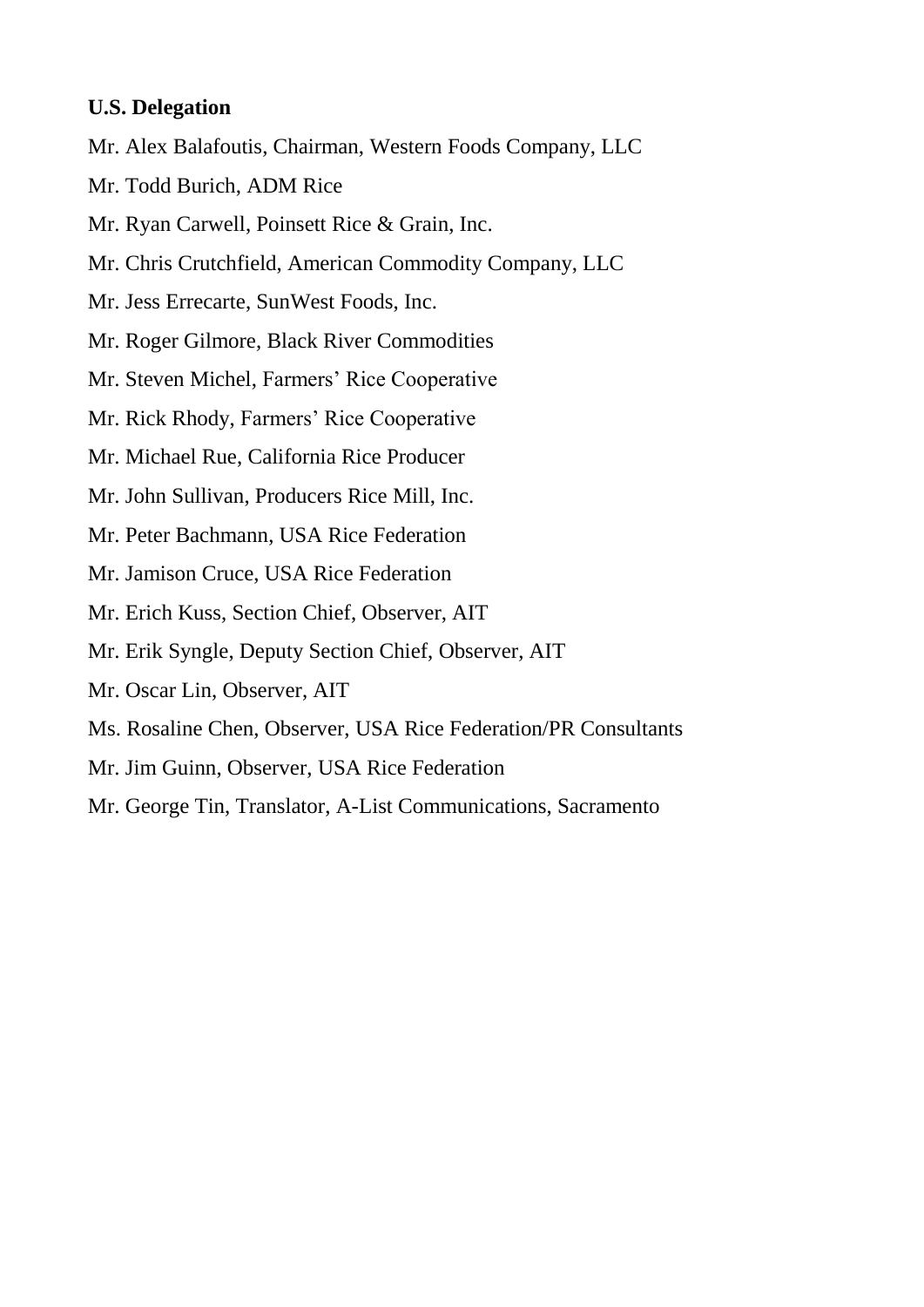**U.S. Delegation**

Mr. Alex Balafoutis, Chairman, Western Foods Company, LLC

Mr. Todd Burich, ADM Rice

Mr. Ryan Carwell, Poinsett Rice & Grain, Inc.

Mr. Chris Crutchfield, American Commodity Company, LLC

Mr. Jess Errecarte, SunWest Foods, Inc.

Mr. Roger Gilmore, Black River Commodities

Mr. Steven Michel, Farmers' Rice Cooperative

Mr. Rick Rhody, Farmers' Rice Cooperative

Mr. Michael Rue, California Rice Producer

Mr. John Sullivan, Producers Rice Mill, Inc.

Mr. Peter Bachmann, USA Rice Federation

Mr. Jamison Cruce, USA Rice Federation

Mr. Erich Kuss, Section Chief, Observer, AIT

Mr. Erik Syngle, Deputy Section Chief, Observer, AIT

Mr. Oscar Lin, Observer, AIT

Ms. Rosaline Chen, Observer, USA Rice Federation/PR Consultants

Mr. Jim Guinn, Observer, USA Rice Federation

Mr. George Tin, Translator, A-List Communications, Sacramento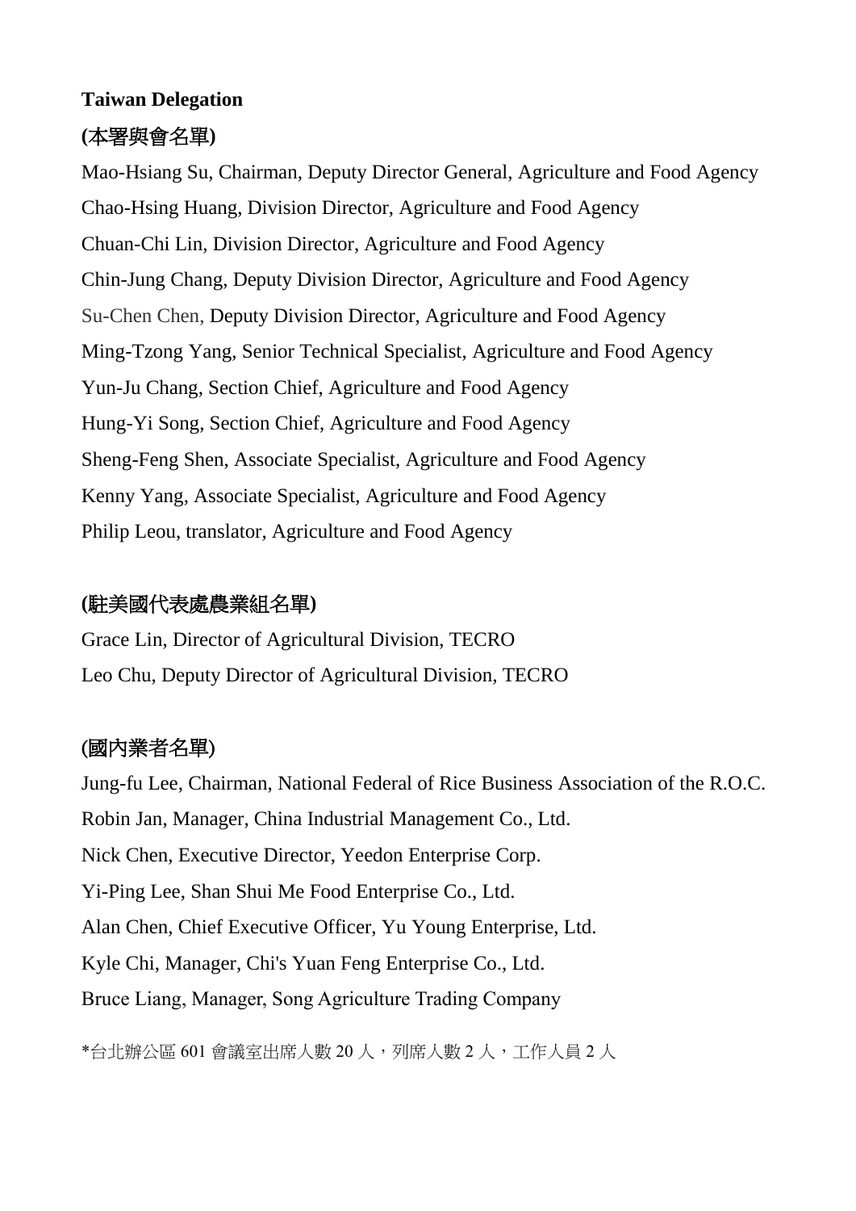**Taiwan Delegation**

**(本署與會名單)**

Mao-Hsiang Su, Chairman, Deputy Director General, Agriculture and Food Agency

Chao-Hsing Huang, Division Director, Agriculture and Food Agency

Chuan-Chi Lin, Division Director, Agriculture and Food Agency

Chin-Jung Chang, Deputy Division Director, Agriculture and Food Agency

Su-Chen Chen, Deputy Division Director, Agriculture and Food Agency

Ming-Tzong Yang, Senior Technical Specialist, Agriculture and Food Agency

Yun-Ju Chang, Section Chief, Agriculture and Food Agency

Hung-Yi Song, Section Chief, Agriculture and Food Agency

Sheng-Feng Shen, Associate Specialist, Agriculture and Food Agency

Kenny Yang, Associate Specialist, Agriculture and Food Agency

Philip Leou, translator, Agriculture and Food Agency

**(駐美國代表處農業組名單)**

Grace Lin, Director of Agricultural Division, TECRO

Leo Chu, Deputy Director of Agricultural Division, TECRO

**(國內業者名單)**

Jung-fu Lee, Chairman, National Federal of Rice Business Association of the R.O.C.

Robin Jan, Manager, China Industrial Management Co., Ltd.

Nick Chen, Executive Director, Yeedon Enterprise Corp.

Yi-Ping Lee, Shan Shui Me Food Enterprise Co., Ltd.

Alan Chen, Chief Executive Officer, Yu Young Enterprise, Ltd.

Kyle Chi, Manager, Chi's Yuan Feng Enterprise Co., Ltd.

Bruce Liang, Manager, Song Agriculture Trading Company

*台北辦公區 601 會議室出席人數 20 人，列席人數 2 人，工作人員 2 人